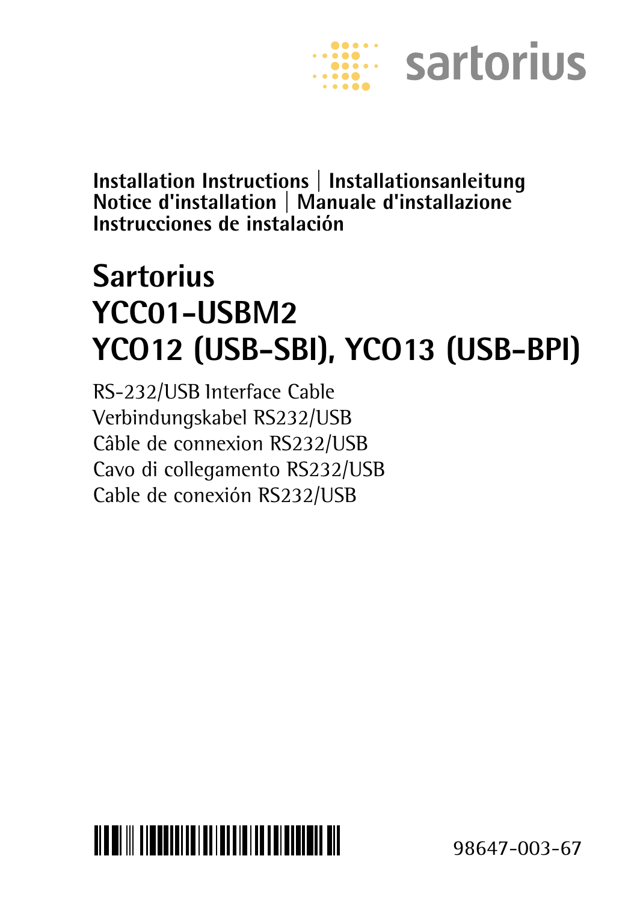sartorius

**Installation Instructions | Installationsanleitung**
**Notice d'installation | Manuale d'installazione**
**Instrucciones de instalación**

# Sartorius
# YCC01-USBM2
# YCO12 (USB-SBI), YCO13 (USB-BPI)

RS-232/USB Interface Cable
Verbindungskabel RS232/USB
Câble de connexion RS232/USB
Cavo di collegamento RS232/USB
Cable de conexión RS232/USB

98647-003-67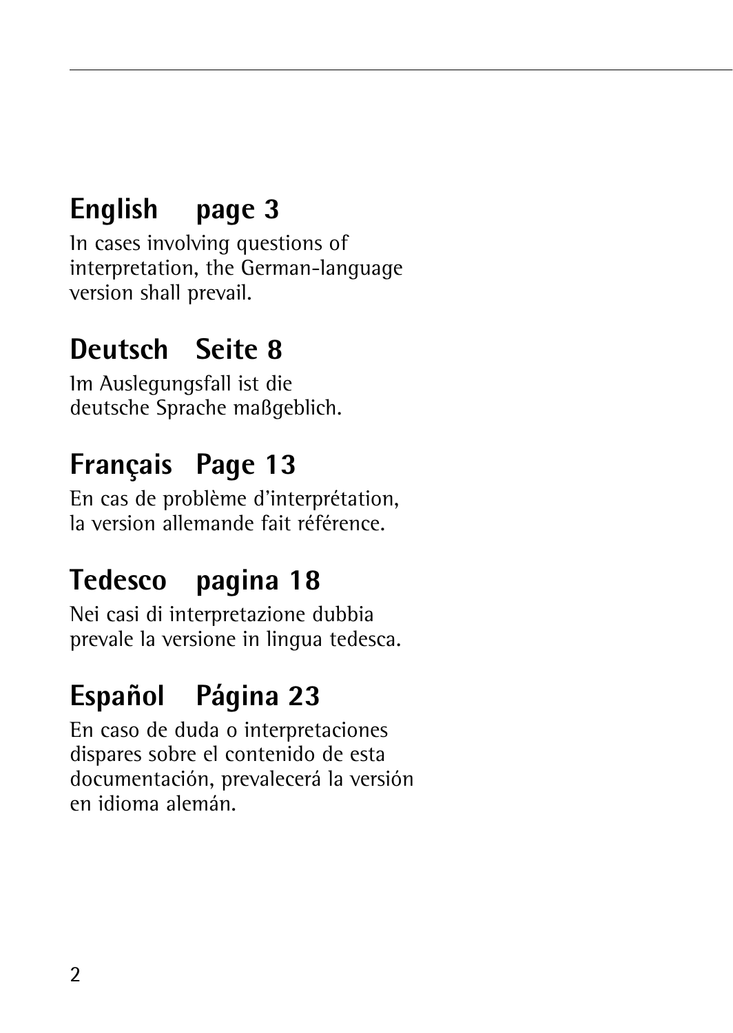## English page 3

In cases involving questions of interpretation, the German-language version shall prevail.

## Deutsch Seite 8

Im Auslegungsfall ist die deutsche Sprache maßgeblich.

## Français Page 13

En cas de problème d'interprétation, la version allemande fait référence.

## Tedesco pagina 18

Nei casi di interpretazione dubbia prevale la versione in lingua tedesca.

## Español Página 23

En caso de duda o interpretaciones dispares sobre el contenido de esta documentación, prevalecerá la versión en idioma alemán.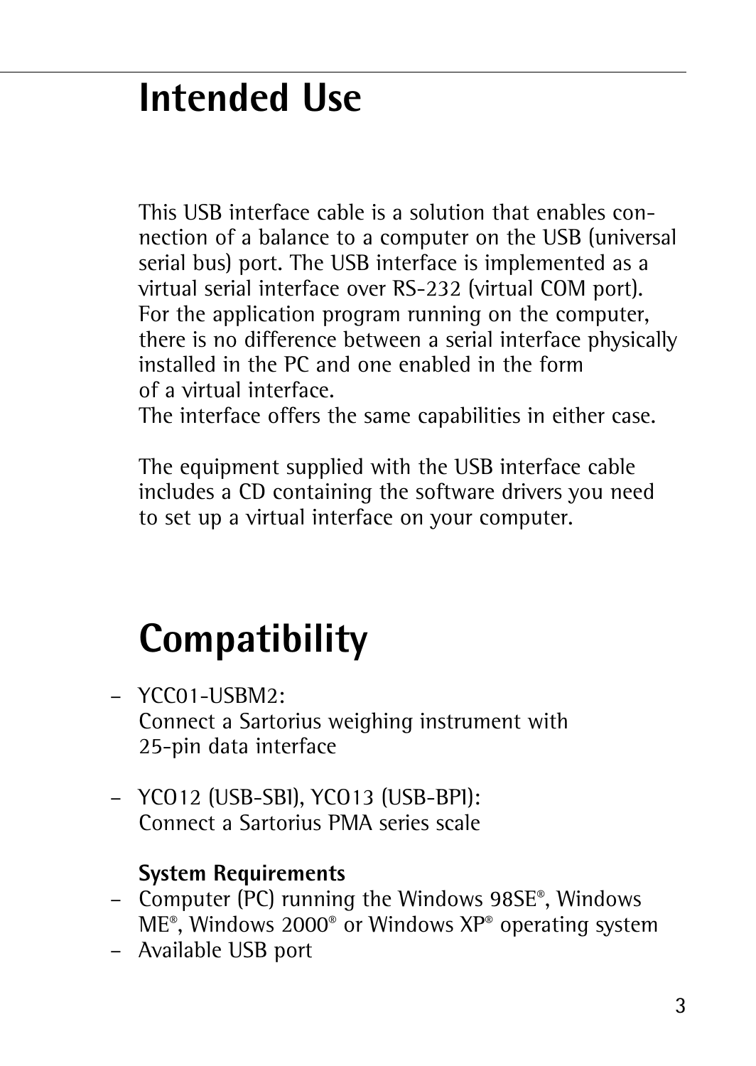# Intended Use

This USB interface cable is a solution that enables connection of a balance to a computer on the USB (universal serial bus) port. The USB interface is implemented as a virtual serial interface over RS-232 (virtual COM port). For the application program running on the computer, there is no difference between a serial interface physically installed in the PC and one enabled in the form of a virtual interface.
The interface offers the same capabilities in either case.

The equipment supplied with the USB interface cable includes a CD containing the software drivers you need to set up a virtual interface on your computer.

# Compatibility

- YCC01-USBM2:
  Connect a Sartorius weighing instrument with 25-pin data interface

- YCO12 (USB-SBI), YCO13 (USB-BPI):
  Connect a Sartorius PMA series scale

**System Requirements**

- Computer (PC) running the Windows 98SE®, Windows ME®, Windows 2000® or Windows XP® operating system
- Available USB port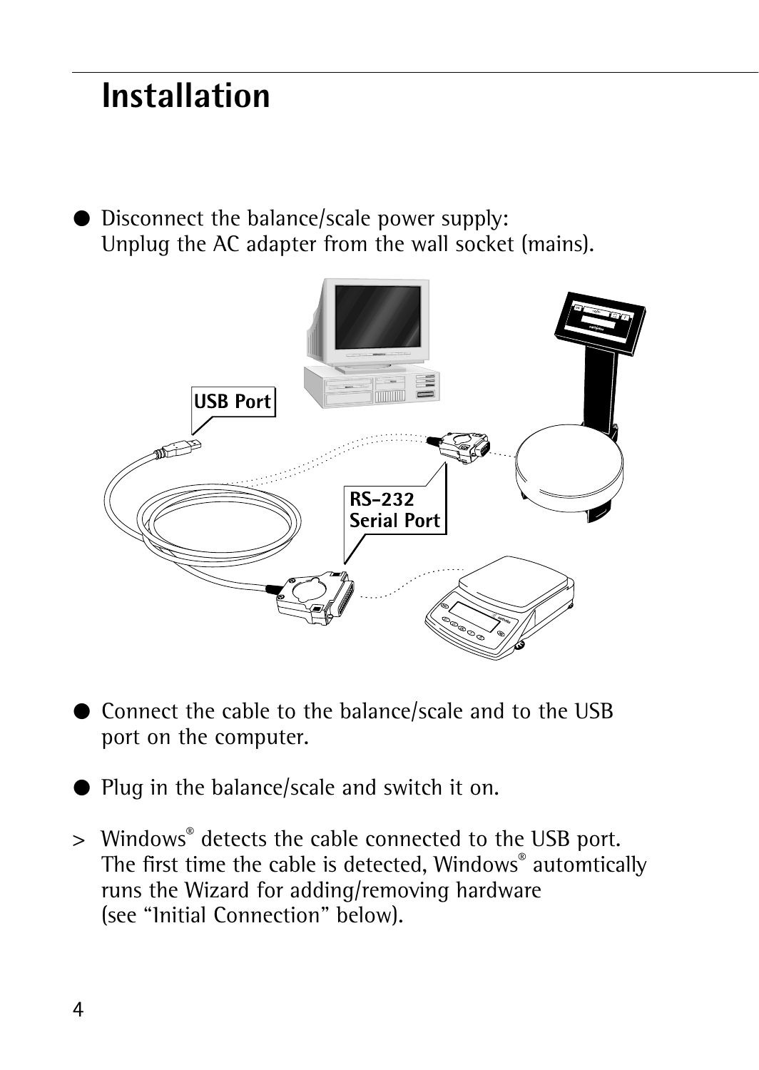# Installation

- Disconnect the balance/scale power supply:
  Unplug the AC adapter from the wall socket (mains).

- Connect the cable to the balance/scale and to the USB port on the computer.

- Plug in the balance/scale and switch it on.

> Windows® detects the cable connected to the USB port. The first time the cable is detected, Windows® automtically runs the Wizard for adding/removing hardware (see "Initial Connection" below).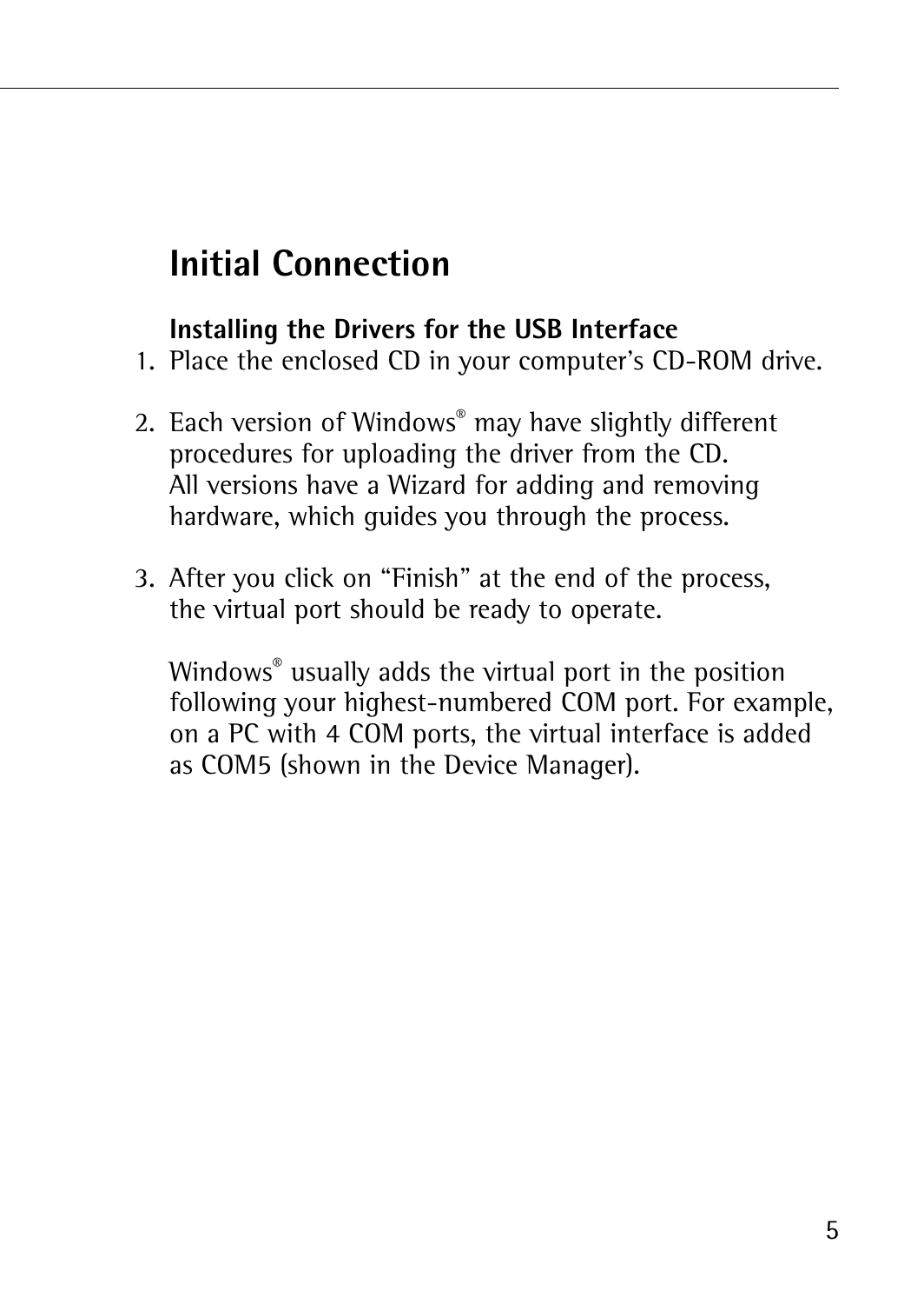# Initial Connection

**Installing the Drivers for the USB Interface**

1. Place the enclosed CD in your computer's CD-ROM drive.

2. Each version of Windows® may have slightly different procedures for uploading the driver from the CD. All versions have a Wizard for adding and removing hardware, which guides you through the process.

3. After you click on "Finish" at the end of the process, the virtual port should be ready to operate.

   Windows® usually adds the virtual port in the position following your highest-numbered COM port. For example, on a PC with 4 COM ports, the virtual interface is added as COM5 (shown in the Device Manager).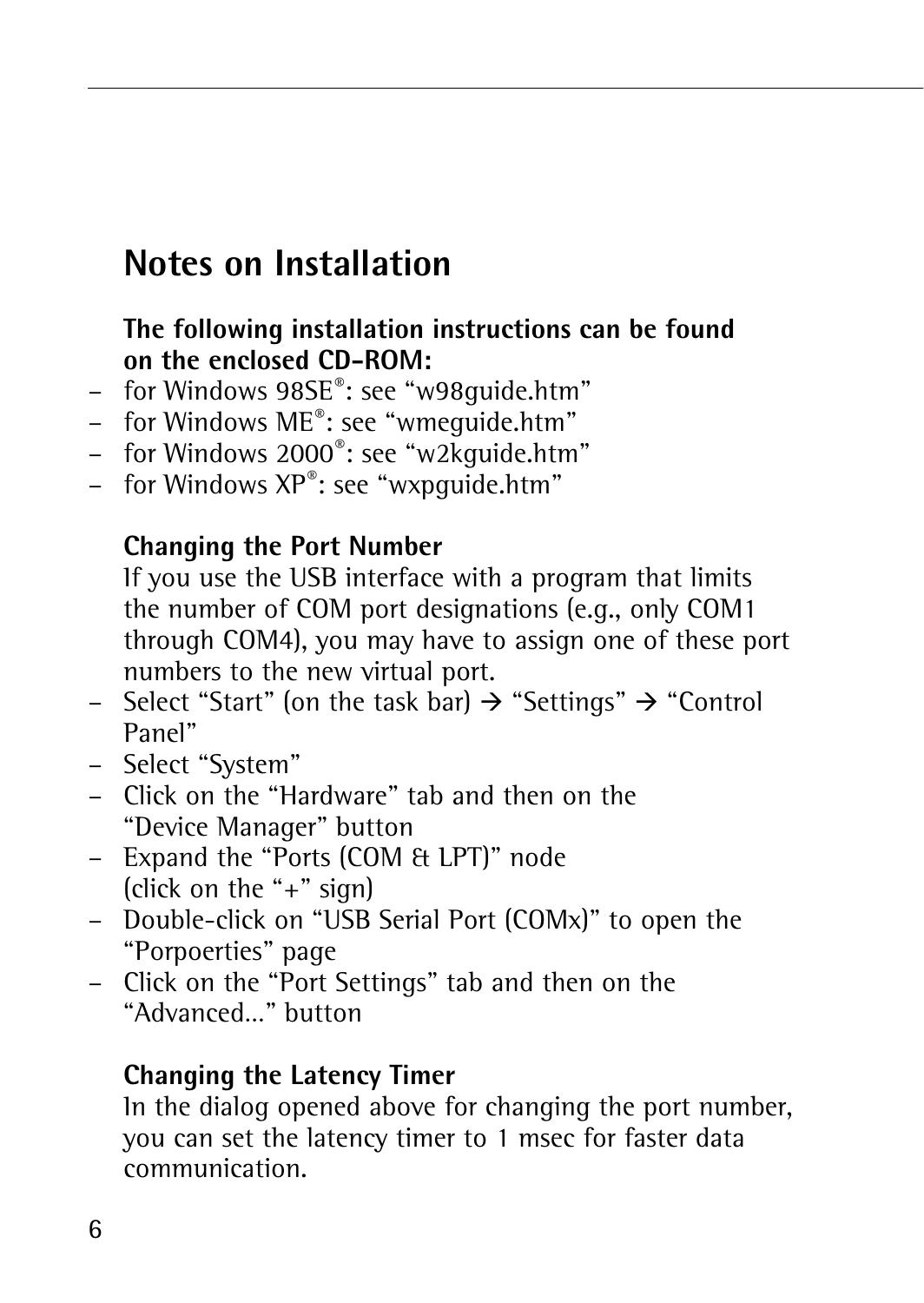# Notes on Installation

**The following installation instructions can be found on the enclosed CD-ROM:**

- for Windows 98SE®: see “w98guide.htm”
- for Windows ME®: see “wmeguide.htm”
- for Windows 2000®: see “w2kguide.htm”
- for Windows XP®: see “wxpguide.htm”

**Changing the Port Number**

If you use the USB interface with a program that limits the number of COM port designations (e.g., only COM1 through COM4), you may have to assign one of these port numbers to the new virtual port.

- Select “Start” (on the task bar) → “Settings” → “Control Panel”
- Select “System”
- Click on the “Hardware” tab and then on the “Device Manager” button
- Expand the “Ports (COM & LPT)” node (click on the “+” sign)
- Double-click on “USB Serial Port (COMx)” to open the “Porpoerties” page
- Click on the “Port Settings” tab and then on the “Advanced...” button

**Changing the Latency Timer**

In the dialog opened above for changing the port number, you can set the latency timer to 1 msec for faster data communication.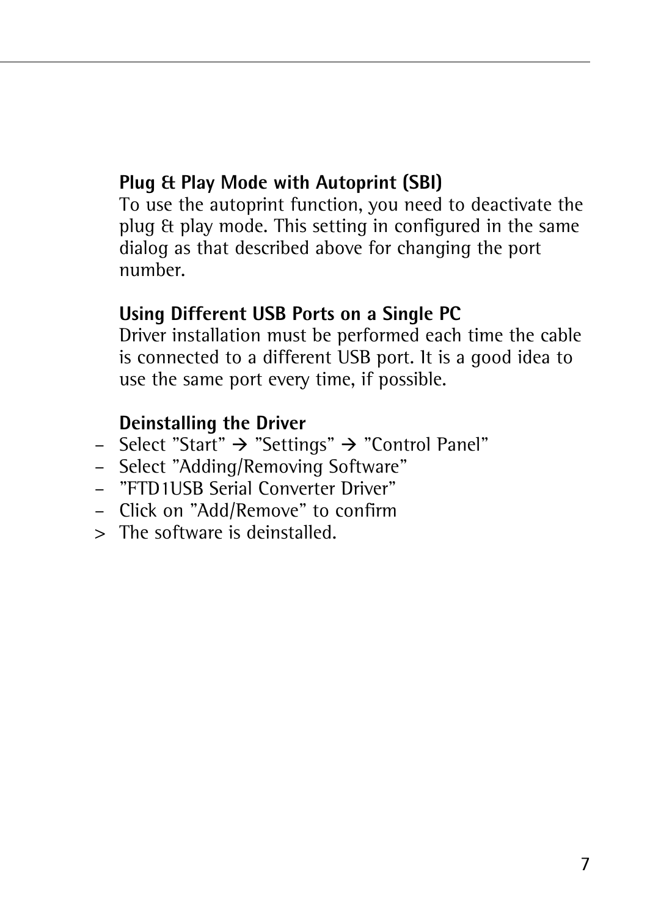**Plug & Play Mode with Autoprint (SBI)**
To use the autoprint function, you need to deactivate the plug & play mode. This setting in configured in the same dialog as that described above for changing the port number.

**Using Different USB Ports on a Single PC**
Driver installation must be performed each time the cable is connected to a different USB port. It is a good idea to use the same port every time, if possible.

**Deinstalling the Driver**

- Select ”Start” → ”Settings” → ”Control Panel”
- Select ”Adding/Removing Software”
- ”FTD1USB Serial Converter Driver”
- Click on ”Add/Remove” to confirm

> The software is deinstalled.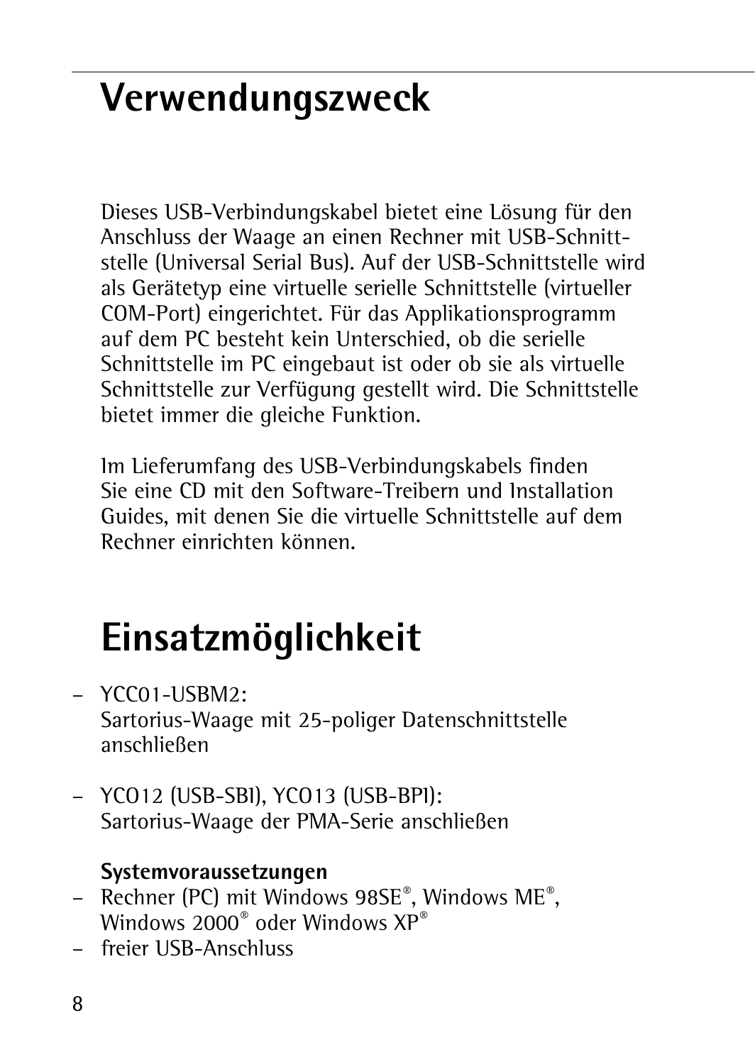# Verwendungszweck

Dieses USB-Verbindungskabel bietet eine Lösung für den Anschluss der Waage an einen Rechner mit USB-Schnittstelle (Universal Serial Bus). Auf der USB-Schnittstelle wird als Gerätetyp eine virtuelle serielle Schnittstelle (virtueller COM-Port) eingerichtet. Für das Applikationsprogramm auf dem PC besteht kein Unterschied, ob die serielle Schnittstelle im PC eingebaut ist oder ob sie als virtuelle Schnittstelle zur Verfügung gestellt wird. Die Schnittstelle bietet immer die gleiche Funktion.

Im Lieferumfang des USB-Verbindungskabels finden Sie eine CD mit den Software-Treibern und Installation Guides, mit denen Sie die virtuelle Schnittstelle auf dem Rechner einrichten können.

# Einsatzmöglichkeit

- YCC01-USBM2:
  Sartorius-Waage mit 25-poliger Datenschnittstelle anschließen

- YCO12 (USB-SBI), YCO13 (USB-BPI):
  Sartorius-Waage der PMA-Serie anschließen

**Systemvoraussetzungen**
- Rechner (PC) mit Windows 98SE®, Windows ME®, Windows 2000® oder Windows XP®
- freier USB-Anschluss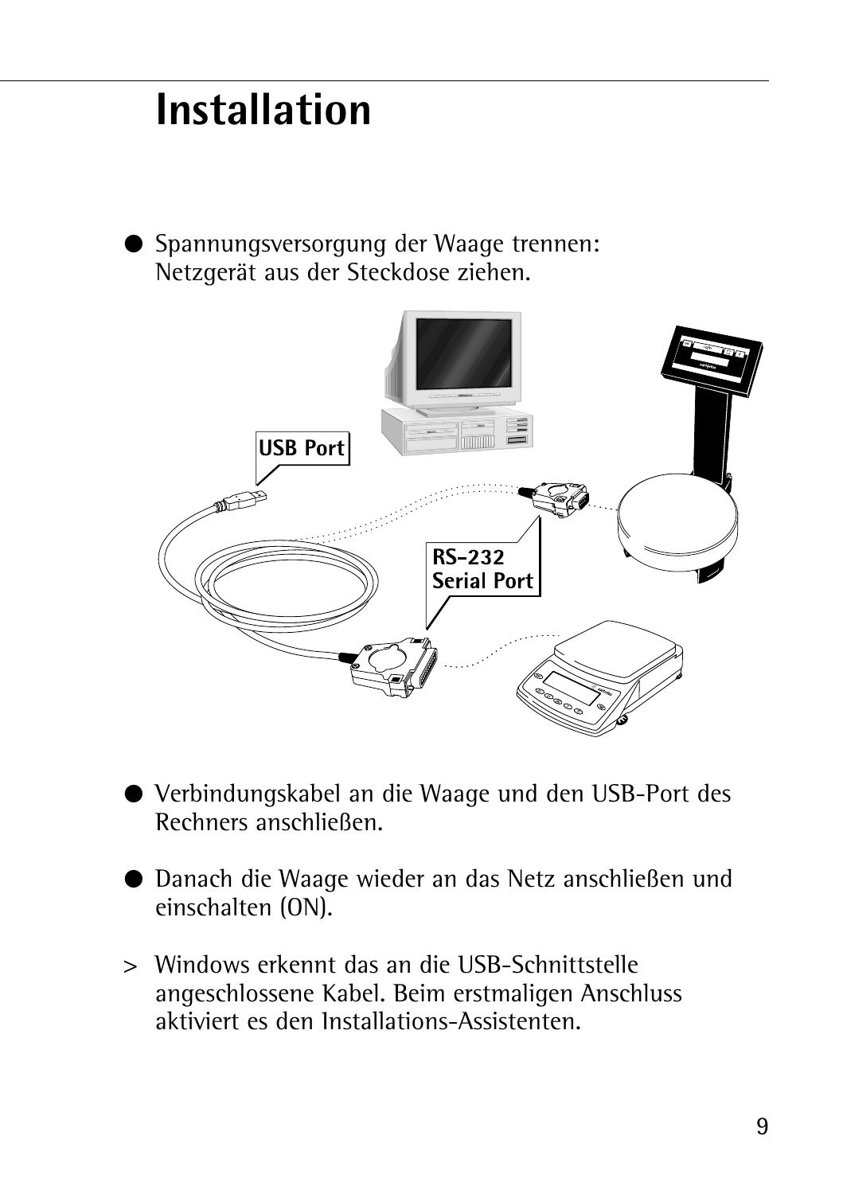# Installation

- Spannungsversorgung der Waage trennen: Netzgerät aus der Steckdose ziehen.

- Verbindungskabel an die Waage und den USB-Port des Rechners anschließen.

- Danach die Waage wieder an das Netz anschließen und einschalten (ON).

> Windows erkennt das an die USB-Schnittstelle angeschlossene Kabel. Beim erstmaligen Anschluss aktiviert es den Installations-Assistenten.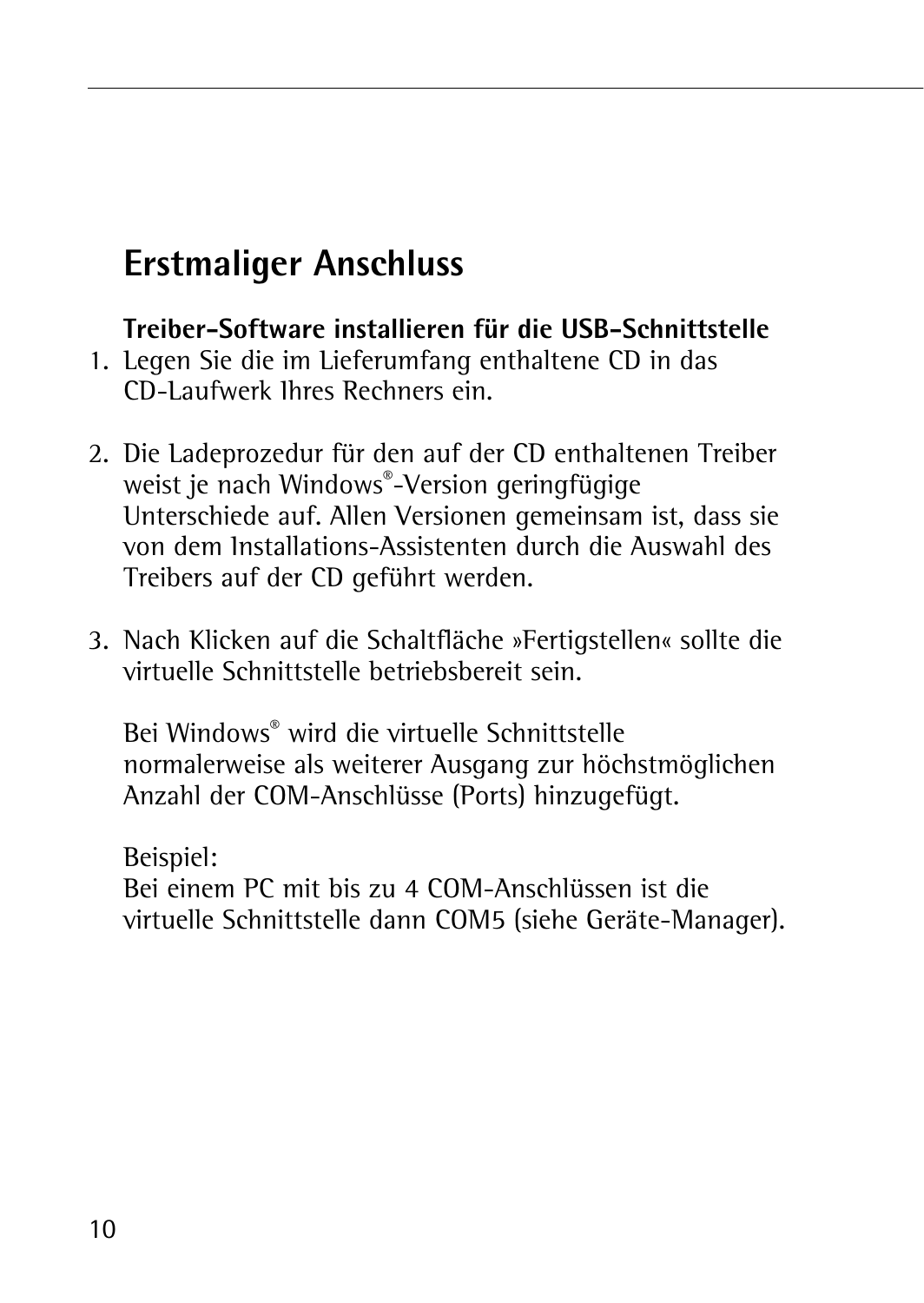# Erstmaliger Anschluss

**Treiber-Software installieren für die USB-Schnittstelle**

1. Legen Sie die im Lieferumfang enthaltene CD in das CD-Laufwerk Ihres Rechners ein.

2. Die Ladeprozedur für den auf der CD enthaltenen Treiber weist je nach Windows®-Version geringfügige Unterschiede auf. Allen Versionen gemeinsam ist, dass sie von dem Installations-Assistenten durch die Auswahl des Treibers auf der CD geführt werden.

3. Nach Klicken auf die Schaltfläche »Fertigstellen« sollte die virtuelle Schnittstelle betriebsbereit sein.

   Bei Windows® wird die virtuelle Schnittstelle normalerweise als weiterer Ausgang zur höchstmöglichen Anzahl der COM-Anschlüsse (Ports) hinzugefügt.

   Beispiel:
   Bei einem PC mit bis zu 4 COM-Anschlüssen ist die virtuelle Schnittstelle dann COM5 (siehe Geräte-Manager).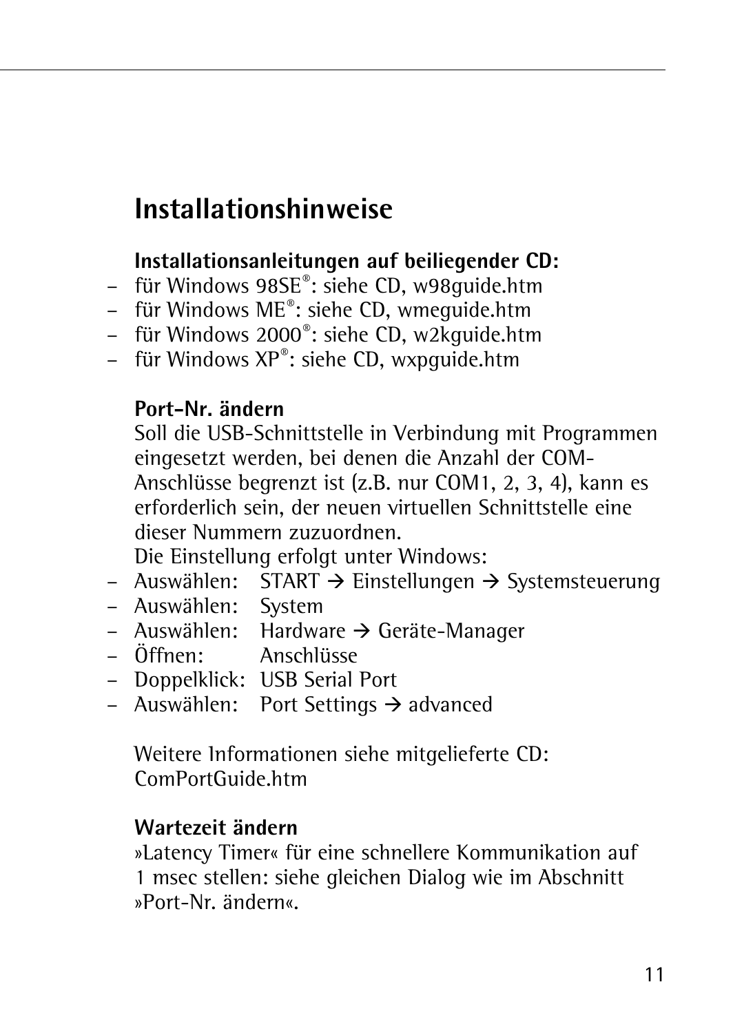# Installationshinweise

**Installationsanleitungen auf beiliegender CD:**

- für Windows 98SE®: siehe CD, w98guide.htm
- für Windows ME®: siehe CD, wmeguide.htm
- für Windows 2000®: siehe CD, w2kguide.htm
- für Windows XP®: siehe CD, wxpguide.htm

**Port-Nr. ändern**

Soll die USB-Schnittstelle in Verbindung mit Programmen eingesetzt werden, bei denen die Anzahl der COM-Anschlüsse begrenzt ist (z.B. nur COM1, 2, 3, 4), kann es erforderlich sein, der neuen virtuellen Schnittstelle eine dieser Nummern zuzuordnen.

Die Einstellung erfolgt unter Windows:

- Auswählen: START → Einstellungen → Systemsteuerung
- Auswählen: System
- Auswählen: Hardware → Geräte-Manager
- Öffnen: Anschlüsse
- Doppelklick: USB Serial Port
- Auswählen: Port Settings → advanced

Weitere Informationen siehe mitgelieferte CD: ComPortGuide.htm

**Wartezeit ändern**

»Latency Timer« für eine schnellere Kommunikation auf 1 msec stellen: siehe gleichen Dialog wie im Abschnitt »Port-Nr. ändern«.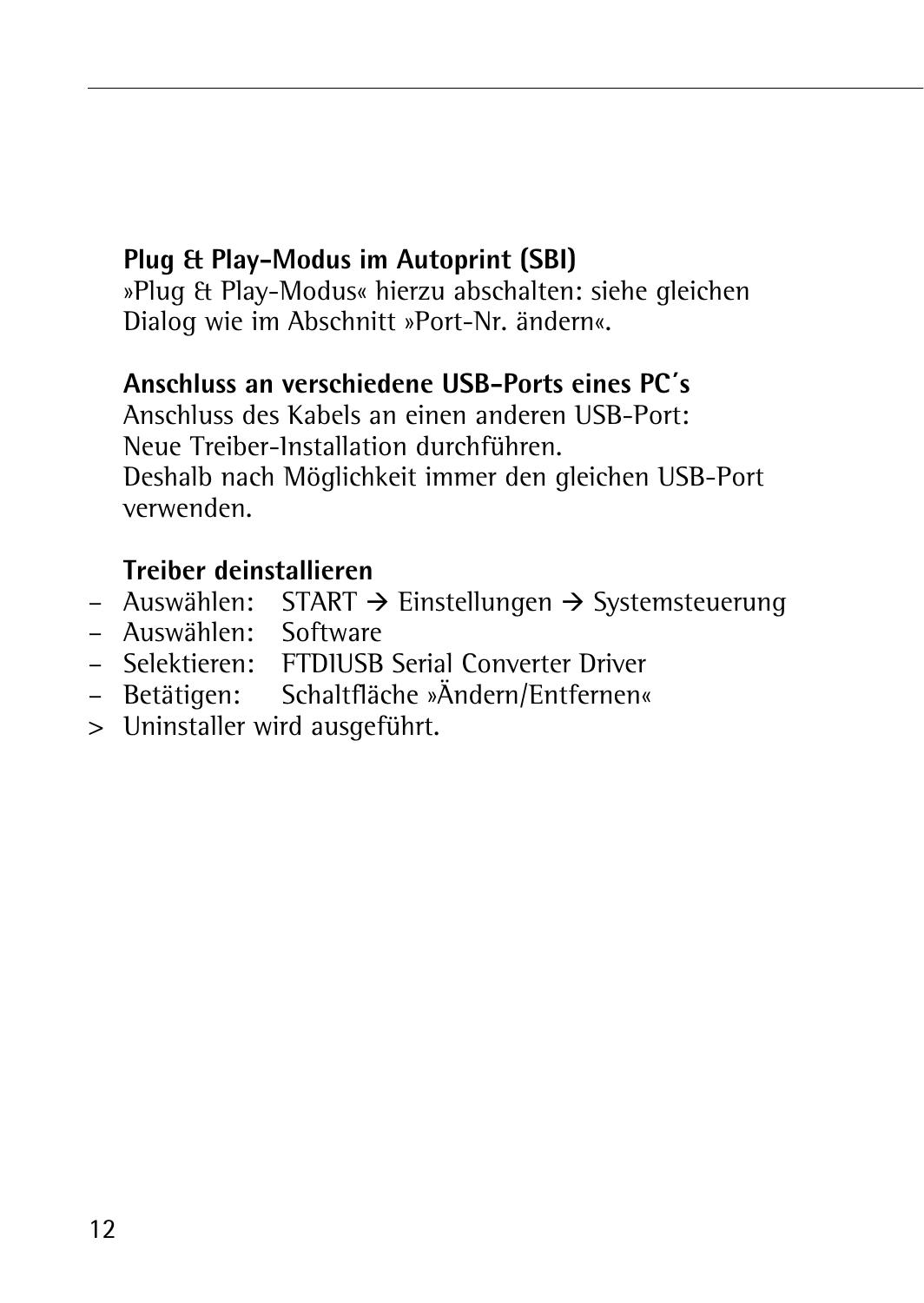**Plug & Play-Modus im Autoprint (SBI)**
»Plug & Play-Modus« hierzu abschalten: siehe gleichen Dialog wie im Abschnitt »Port-Nr. ändern«.

**Anschluss an verschiedene USB-Ports eines PC´s**
Anschluss des Kabels an einen anderen USB-Port:
Neue Treiber-Installation durchführen.
Deshalb nach Möglichkeit immer den gleichen USB-Port verwenden.

**Treiber deinstallieren**

– Auswählen: START → Einstellungen → Systemsteuerung
– Auswählen: Software
– Selektieren: FTDIUSB Serial Converter Driver
– Betätigen: Schaltfläche »Ändern/Entfernen«

> Uninstaller wird ausgeführt.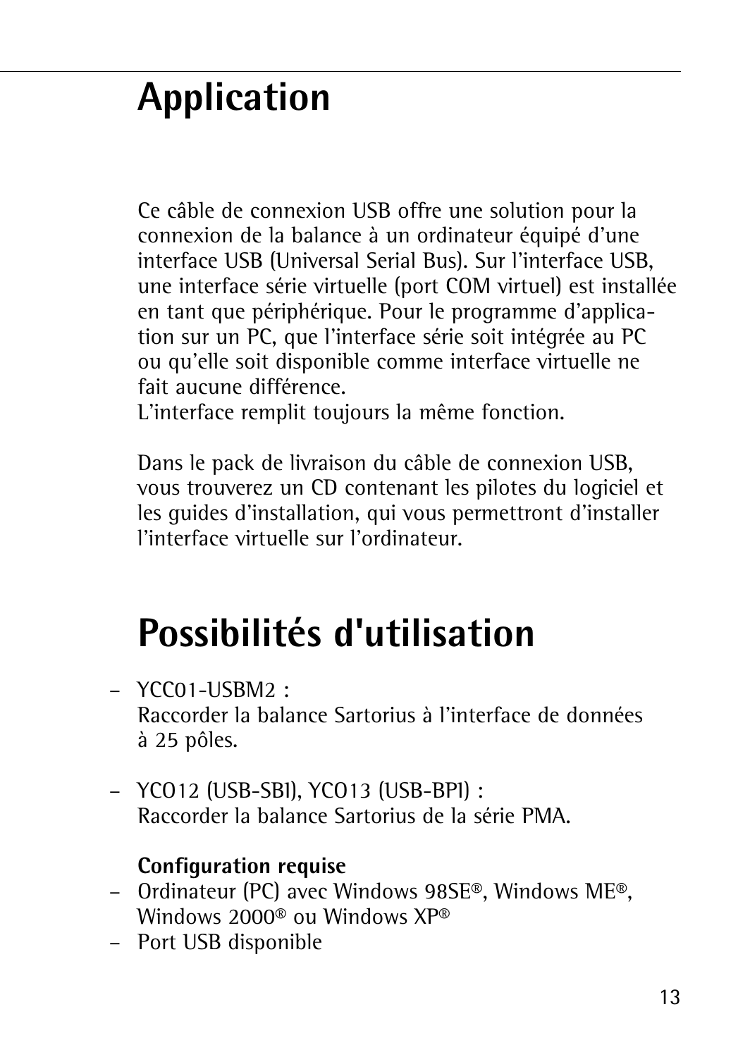# Application

Ce câble de connexion USB offre une solution pour la connexion de la balance à un ordinateur équipé d'une interface USB (Universal Serial Bus). Sur l'interface USB, une interface série virtuelle (port COM virtuel) est installée en tant que périphérique. Pour le programme d'application sur un PC, que l'interface série soit intégrée au PC ou qu'elle soit disponible comme interface virtuelle ne fait aucune différence.
L'interface remplit toujours la même fonction.

Dans le pack de livraison du câble de connexion USB, vous trouverez un CD contenant les pilotes du logiciel et les guides d'installation, qui vous permettront d'installer l'interface virtuelle sur l'ordinateur.

# Possibilités d'utilisation

- YCC01-USBM2 :
  Raccorder la balance Sartorius à l'interface de données à 25 pôles.

- YCO12 (USB-SBI), YCO13 (USB-BPI) :
  Raccorder la balance Sartorius de la série PMA.

**Configuration requise**
- Ordinateur (PC) avec Windows 98SE®, Windows ME®, Windows 2000® ou Windows XP®
- Port USB disponible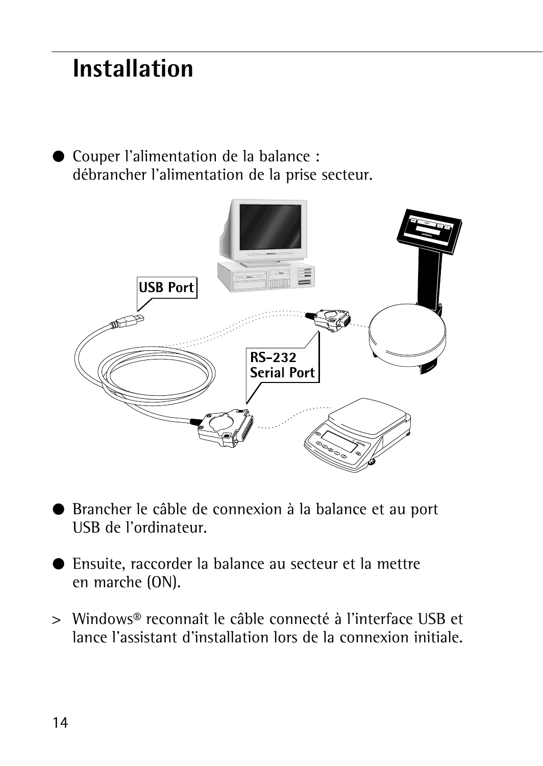# Installation

- Couper l'alimentation de la balance : débrancher l'alimentation de la prise secteur.

- Brancher le câble de connexion à la balance et au port USB de l'ordinateur.

- Ensuite, raccorder la balance au secteur et la mettre en marche (ON).

> Windows® reconnaît le câble connecté à l'interface USB et lance l'assistant d'installation lors de la connexion initiale.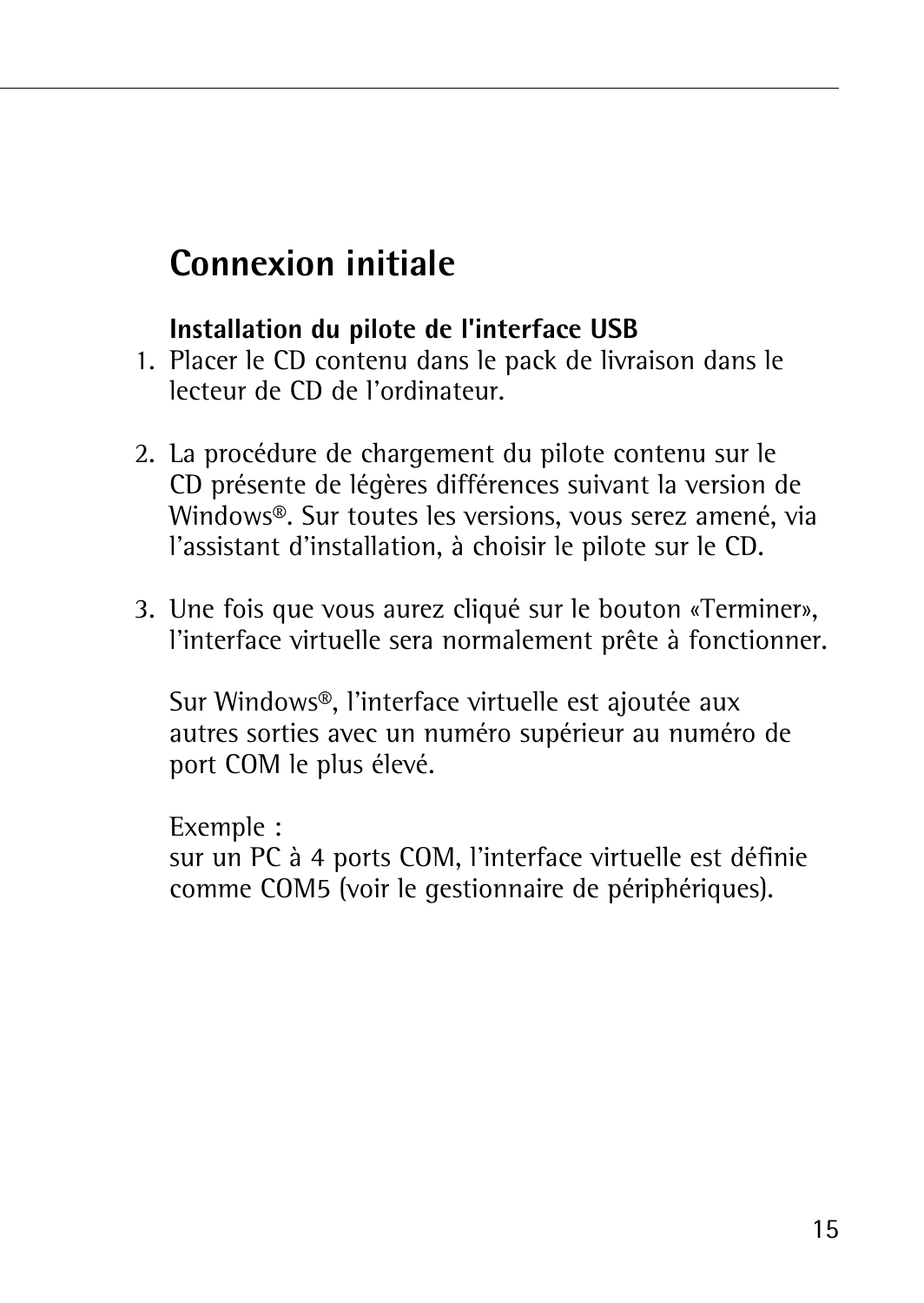# Connexion initiale

**Installation du pilote de l'interface USB**

1. Placer le CD contenu dans le pack de livraison dans le lecteur de CD de l’ordinateur.

2. La procédure de chargement du pilote contenu sur le CD présente de légères différences suivant la version de Windows®. Sur toutes les versions, vous serez amené, via l’assistant d’installation, à choisir le pilote sur le CD.

3. Une fois que vous aurez cliqué sur le bouton «Terminer», l’interface virtuelle sera normalement prête à fonctionner.

   Sur Windows®, l’interface virtuelle est ajoutée aux autres sorties avec un numéro supérieur au numéro de port COM le plus élevé.

   Exemple :
   sur un PC à 4 ports COM, l’interface virtuelle est définie comme COM5 (voir le gestionnaire de périphériques).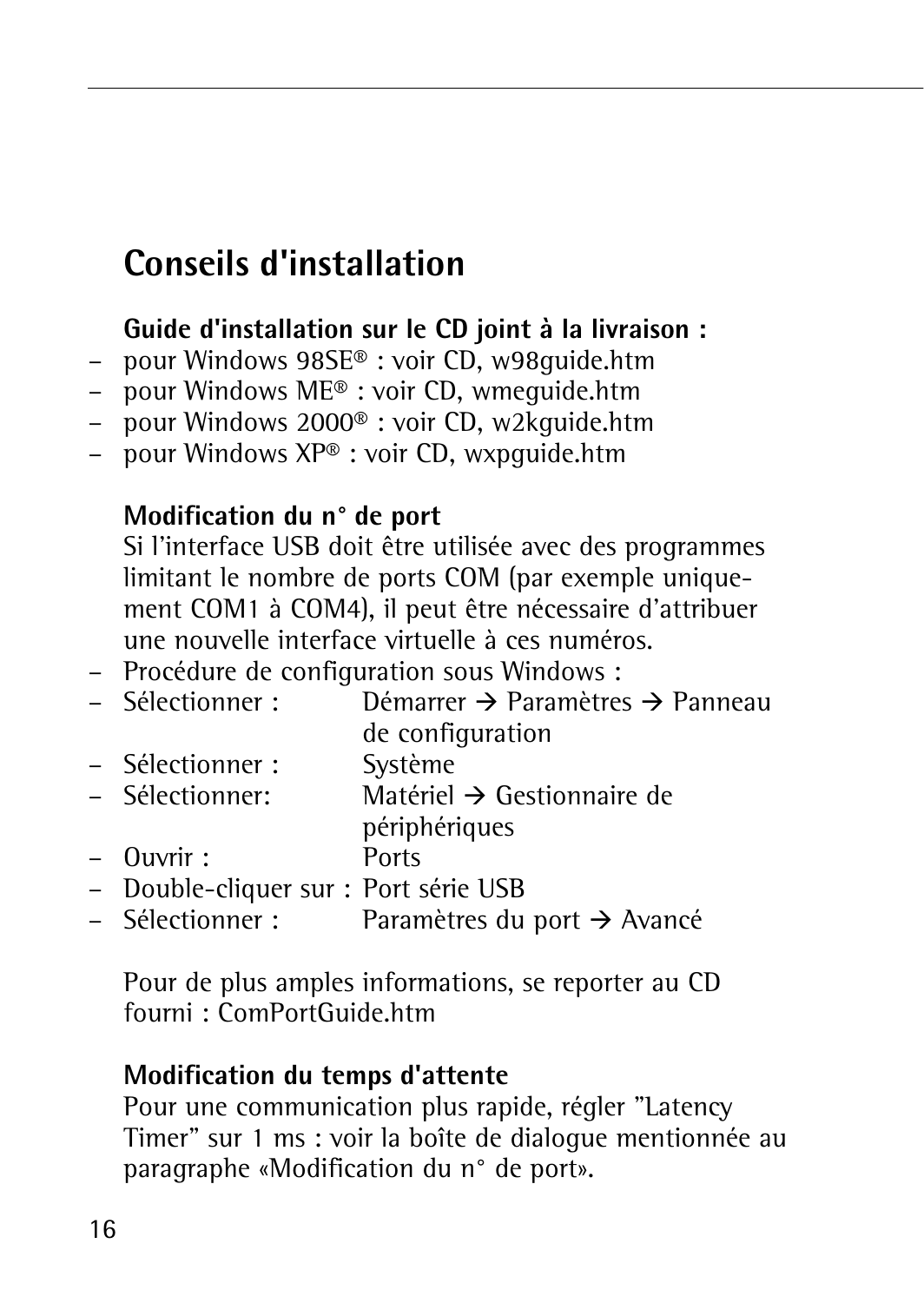## Conseils d'installation

**Guide d'installation sur le CD joint à la livraison :**

- pour Windows 98SE® : voir CD, w98guide.htm
- pour Windows ME® : voir CD, wmeguide.htm
- pour Windows 2000® : voir CD, w2kguide.htm
- pour Windows XP® : voir CD, wxpguide.htm

**Modification du n° de port**

Si l'interface USB doit être utilisée avec des programmes limitant le nombre de ports COM (par exemple uniquement COM1 à COM4), il peut être nécessaire d'attribuer une nouvelle interface virtuelle à ces numéros.

- Procédure de configuration sous Windows :
- Sélectionner : Démarrer → Paramètres → Panneau de configuration
- Sélectionner : Système
- Sélectionner: Matériel → Gestionnaire de périphériques
- Ouvrir : Ports
- Double-cliquer sur : Port série USB
- Sélectionner : Paramètres du port → Avancé

Pour de plus amples informations, se reporter au CD fourni : ComPortGuide.htm

**Modification du temps d'attente**

Pour une communication plus rapide, régler "Latency Timer" sur 1 ms : voir la boîte de dialogue mentionnée au paragraphe «Modification du n° de port».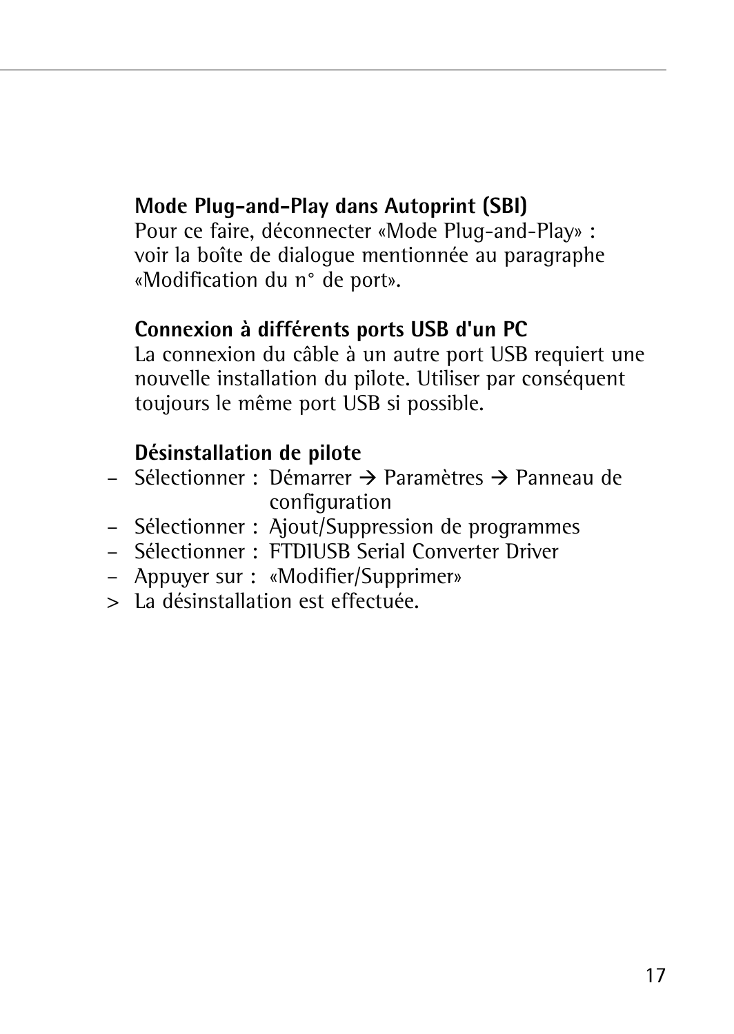**Mode Plug-and-Play dans Autoprint (SBI)**
Pour ce faire, déconnecter «Mode Plug-and-Play» : voir la boîte de dialogue mentionnée au paragraphe «Modification du n° de port».

**Connexion à différents ports USB d'un PC**
La connexion du câble à un autre port USB requiert une nouvelle installation du pilote. Utiliser par conséquent toujours le même port USB si possible.

**Désinstallation de pilote**

- Sélectionner : Démarrer → Paramètres → Panneau de configuration
- Sélectionner : Ajout/Suppression de programmes
- Sélectionner : FTDIUSB Serial Converter Driver
- Appuyer sur : «Modifier/Supprimer»

> La désinstallation est effectuée.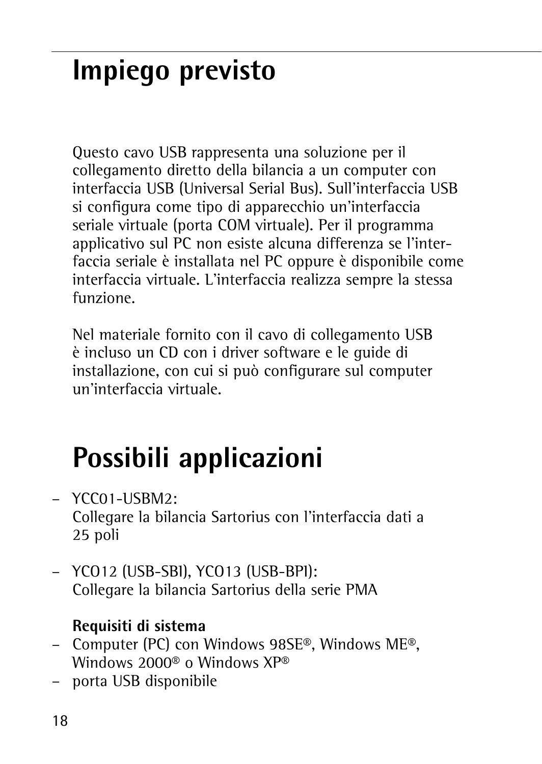# Impiego previsto

Questo cavo USB rappresenta una soluzione per il collegamento diretto della bilancia a un computer con interfaccia USB (Universal Serial Bus). Sull'interfaccia USB si configura come tipo di apparecchio un'interfaccia seriale virtuale (porta COM virtuale). Per il programma applicativo sul PC non esiste alcuna differenza se l'interfaccia seriale è installata nel PC oppure è disponibile come interfaccia virtuale. L'interfaccia realizza sempre la stessa funzione.

Nel materiale fornito con il cavo di collegamento USB è incluso un CD con i driver software e le guide di installazione, con cui si può configurare sul computer un'interfaccia virtuale.

# Possibili applicazioni

- YCC01-USBM2:
  Collegare la bilancia Sartorius con l'interfaccia dati a 25 poli

- YCO12 (USB-SBI), YCO13 (USB-BPI):
  Collegare la bilancia Sartorius della serie PMA

**Requisiti di sistema**
- Computer (PC) con Windows 98SE®, Windows ME®, Windows 2000® o Windows XP®
- porta USB disponibile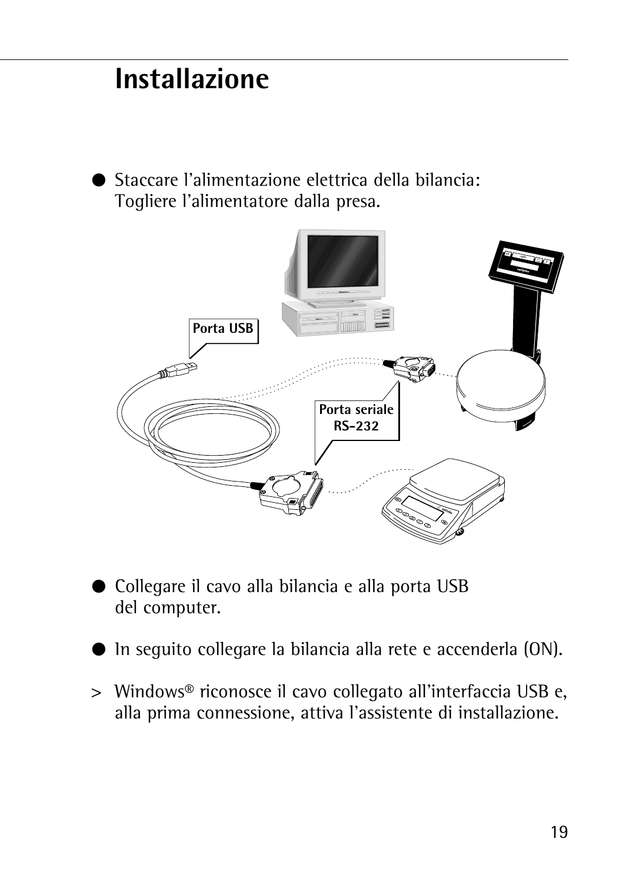# Installazione

- Staccare l'alimentazione elettrica della bilancia:
  Togliere l'alimentatore dalla presa.

- Collegare il cavo alla bilancia e alla porta USB del computer.

- In seguito collegare la bilancia alla rete e accenderla (ON).

> Windows® riconosce il cavo collegato all'interfaccia USB e, alla prima connessione, attiva l'assistente di installazione.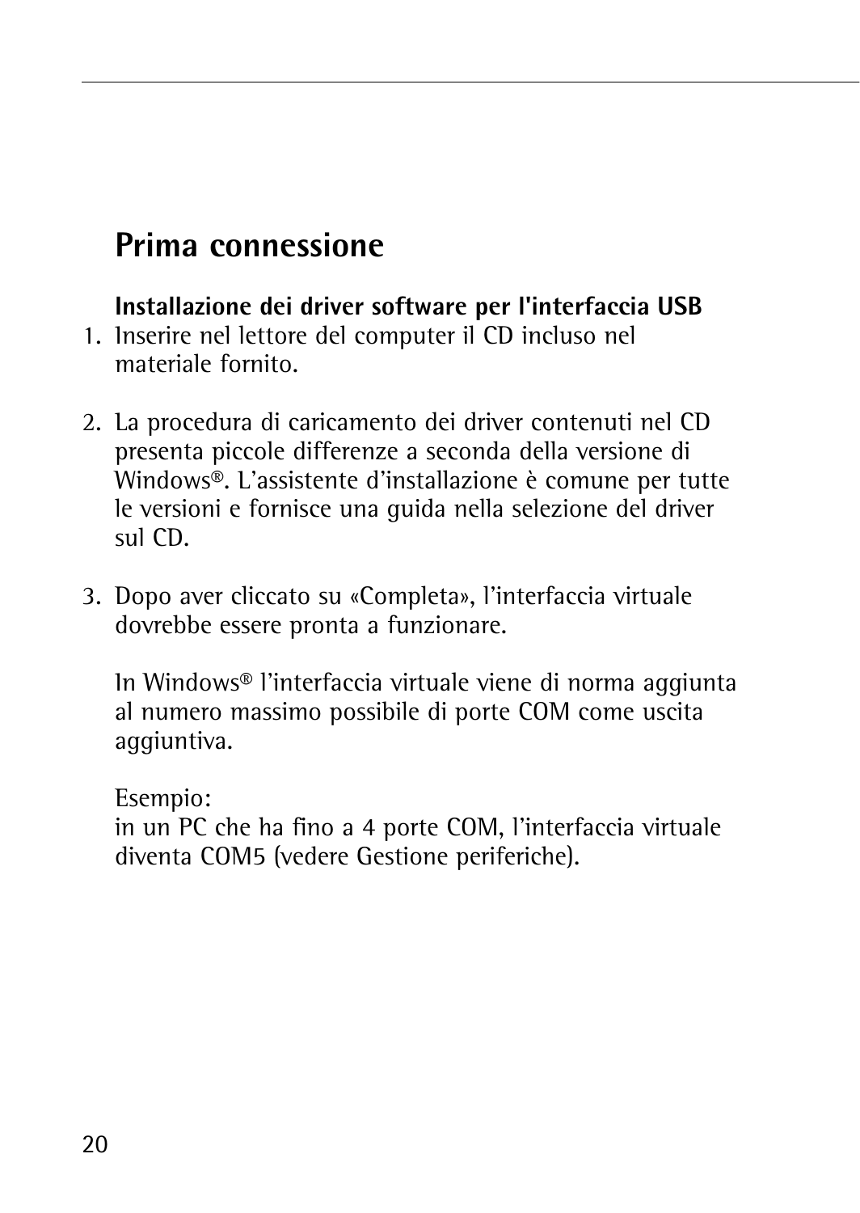# Prima connessione

**Installazione dei driver software per l'interfaccia USB**

1. Inserire nel lettore del computer il CD incluso nel materiale fornito.

2. La procedura di caricamento dei driver contenuti nel CD presenta piccole differenze a seconda della versione di Windows®. L'assistente d'installazione è comune per tutte le versioni e fornisce una guida nella selezione del driver sul CD.

3. Dopo aver cliccato su «Completa», l'interfaccia virtuale dovrebbe essere pronta a funzionare.

   In Windows® l'interfaccia virtuale viene di norma aggiunta al numero massimo possibile di porte COM come uscita aggiuntiva.

   Esempio:
   in un PC che ha fino a 4 porte COM, l'interfaccia virtuale diventa COM5 (vedere Gestione periferiche).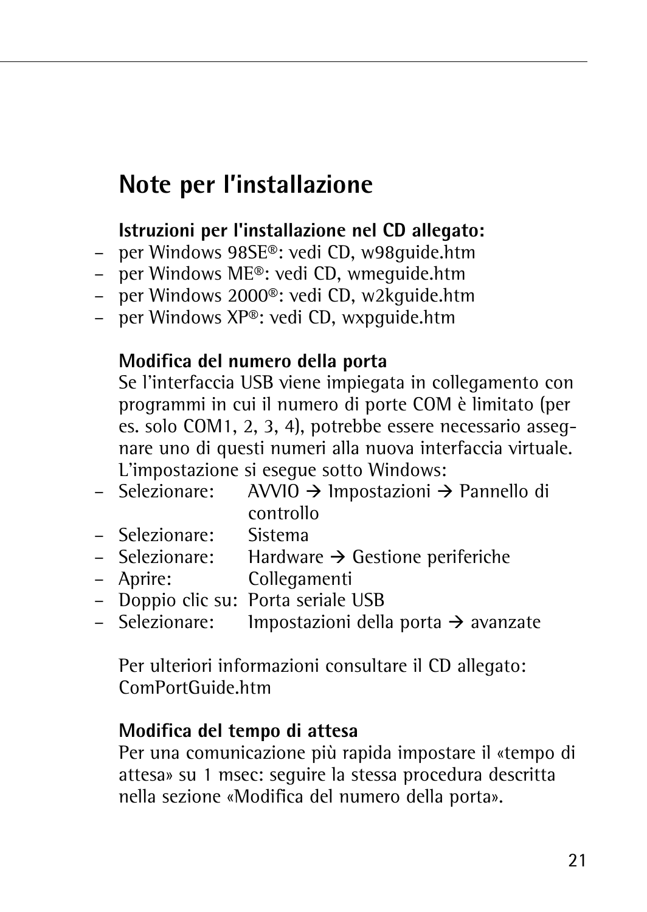# Note per l'installazione

**Istruzioni per l'installazione nel CD allegato:**

- per Windows 98SE®: vedi CD, w98guide.htm
- per Windows ME®: vedi CD, wmeguide.htm
- per Windows 2000®: vedi CD, w2kguide.htm
- per Windows XP®: vedi CD, wxpguide.htm

**Modifica del numero della porta**

Se l'interfaccia USB viene impiegata in collegamento con programmi in cui il numero di porte COM è limitato (per es. solo COM1, 2, 3, 4), potrebbe essere necessario assegnare uno di questi numeri alla nuova interfaccia virtuale. L'impostazione si esegue sotto Windows:

- Selezionare: AVVIO → Impostazioni → Pannello di controllo
- Selezionare: Sistema
- Selezionare: Hardware → Gestione periferiche
- Aprire: Collegamenti
- Doppio clic su: Porta seriale USB
- Selezionare: Impostazioni della porta → avanzate

Per ulteriori informazioni consultare il CD allegato: ComPortGuide.htm

**Modifica del tempo di attesa**

Per una comunicazione più rapida impostare il «tempo di attesa» su 1 msec: seguire la stessa procedura descritta nella sezione «Modifica del numero della porta».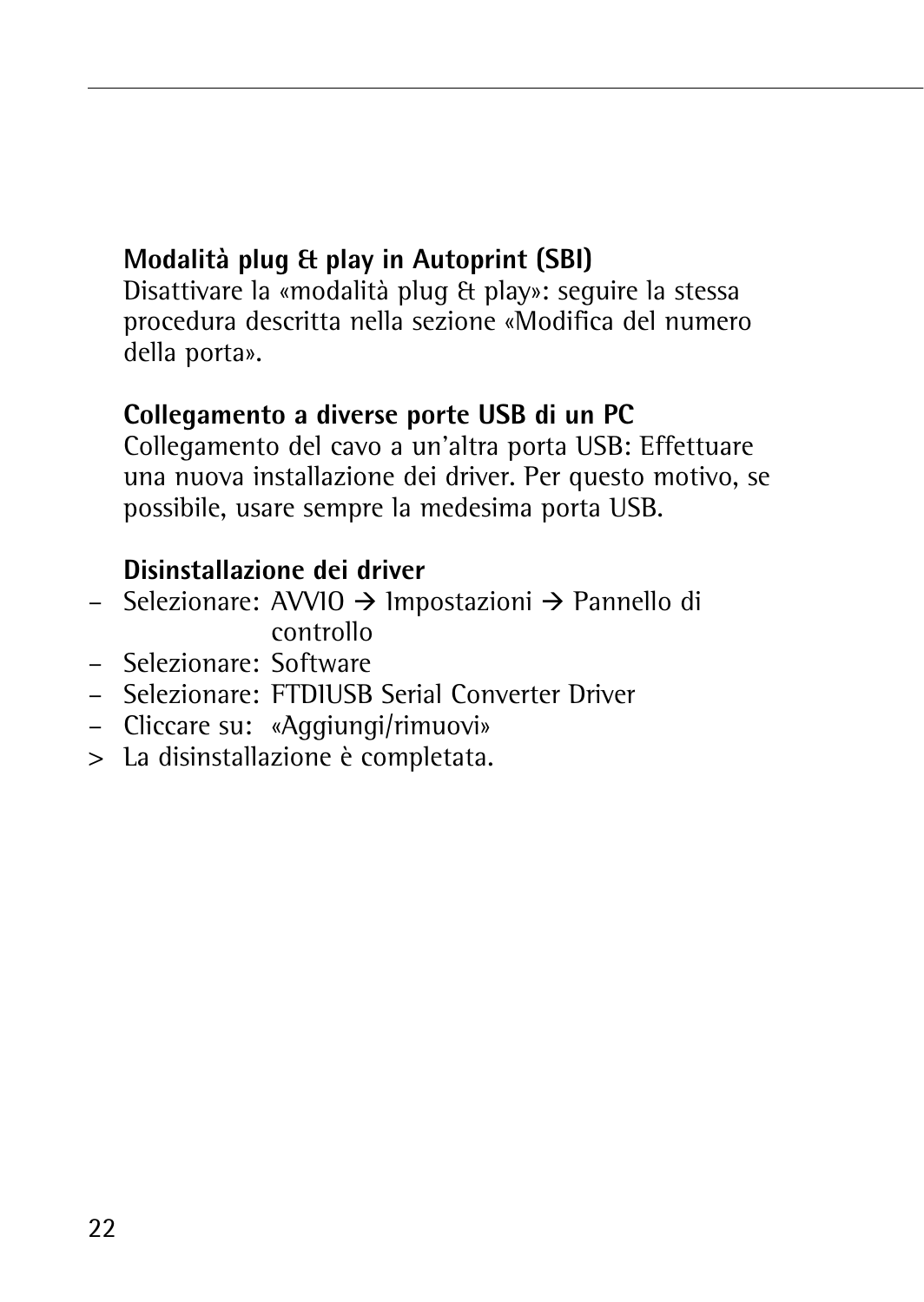**Modalità plug & play in Autoprint (SBI)**
Disattivare la «modalità plug & play»: seguire la stessa procedura descritta nella sezione «Modifica del numero della porta».

**Collegamento a diverse porte USB di un PC**
Collegamento del cavo a un'altra porta USB: Effettuare una nuova installazione dei driver. Per questo motivo, se possibile, usare sempre la medesima porta USB.

**Disinstallazione dei driver**

- Selezionare: AVVIO → Impostazioni → Pannello di controllo
- Selezionare: Software
- Selezionare: FTDIUSB Serial Converter Driver
- Cliccare su: «Aggiungi/rimuovi»

\> La disinstallazione è completata.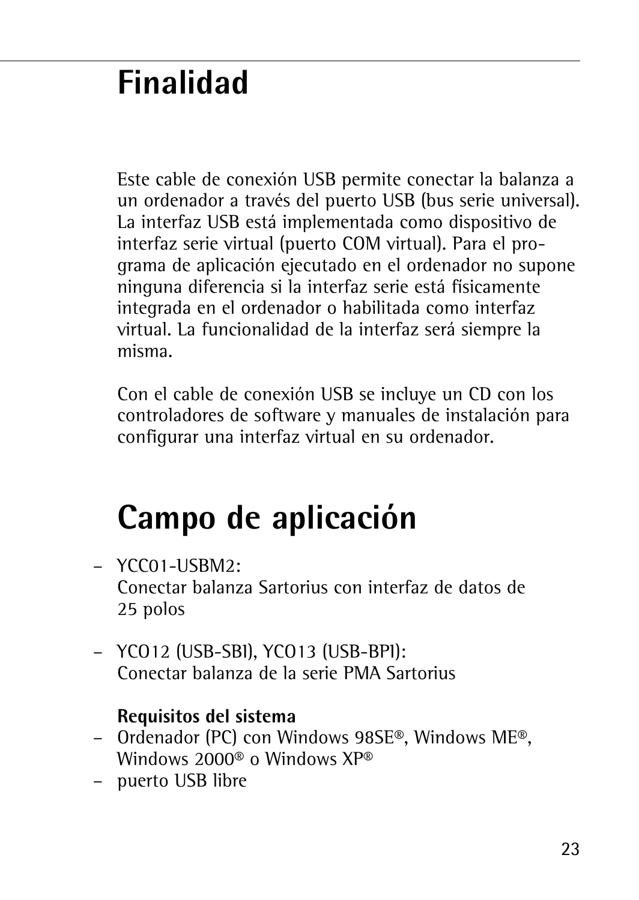# Finalidad

Este cable de conexión USB permite conectar la balanza a un ordenador a través del puerto USB (bus serie universal). La interfaz USB está implementada como dispositivo de interfaz serie virtual (puerto COM virtual). Para el programa de aplicación ejecutado en el ordenador no supone ninguna diferencia si la interfaz serie está físicamente integrada en el ordenador o habilitada como interfaz virtual. La funcionalidad de la interfaz será siempre la misma.

Con el cable de conexión USB se incluye un CD con los controladores de software y manuales de instalación para configurar una interfaz virtual en su ordenador.

# Campo de aplicación

– YCC01-USBM2:
  Conectar balanza Sartorius con interfaz de datos de 25 polos

– YCO12 (USB-SBI), YCO13 (USB-BPI):
  Conectar balanza de la serie PMA Sartorius

**Requisitos del sistema**

– Ordenador (PC) con Windows 98SE®, Windows ME®, Windows 2000® o Windows XP®
– puerto USB libre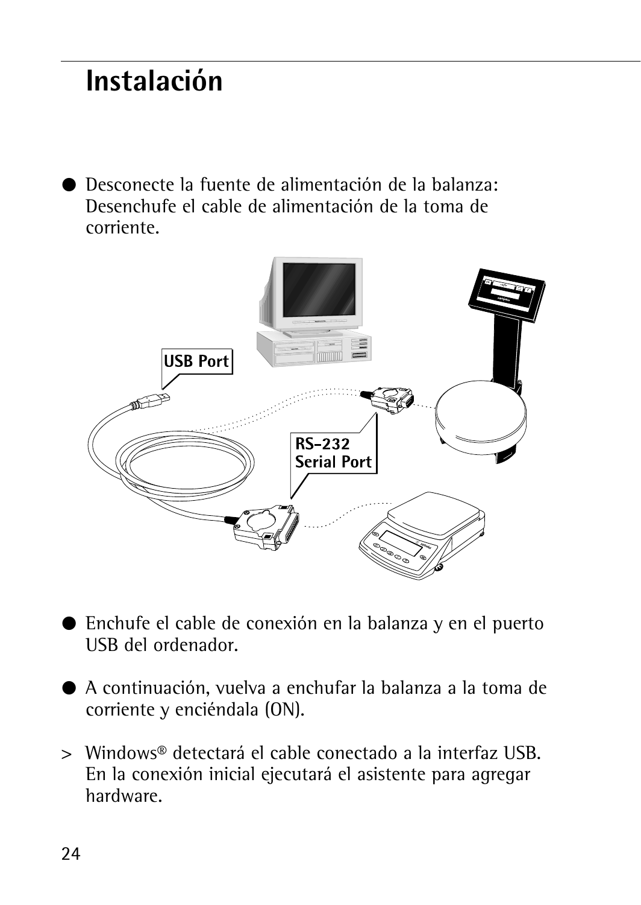# Instalación

● Desconecte la fuente de alimentación de la balanza: Desenchufe el cable de alimentación de la toma de corriente.

● Enchufe el cable de conexión en la balanza y en el puerto USB del ordenador.

● A continuación, vuelva a enchufar la balanza a la toma de corriente y enciéndala (ON).

> Windows® detectará el cable conectado a la interfaz USB. En la conexión inicial ejecutará el asistente para agregar hardware.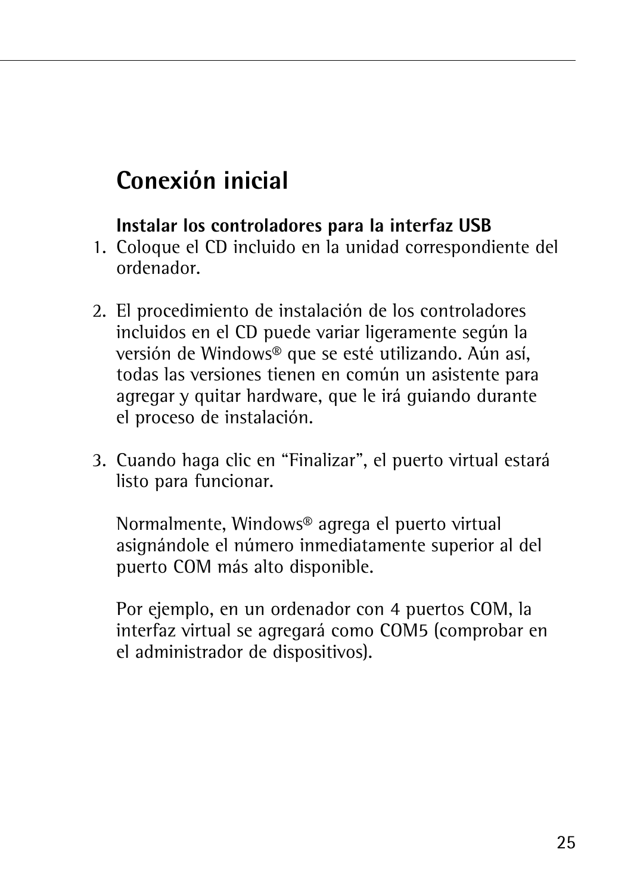# Conexión inicial

**Instalar los controladores para la interfaz USB**

1. Coloque el CD incluido en la unidad correspondiente del ordenador.

2. El procedimiento de instalación de los controladores incluidos en el CD puede variar ligeramente según la versión de Windows® que se esté utilizando. Aún así, todas las versiones tienen en común un asistente para agregar y quitar hardware, que le irá guiando durante el proceso de instalación.

3. Cuando haga clic en “Finalizar”, el puerto virtual estará listo para funcionar.

   Normalmente, Windows® agrega el puerto virtual asignándole el número inmediatamente superior al del puerto COM más alto disponible.

   Por ejemplo, en un ordenador con 4 puertos COM, la interfaz virtual se agregará como COM5 (comprobar en el administrador de dispositivos).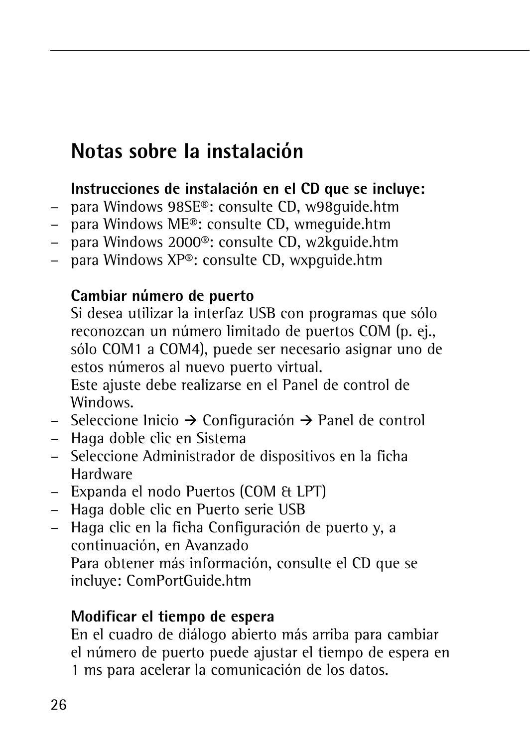# Notas sobre la instalación

**Instrucciones de instalación en el CD que se incluye:**

- para Windows 98SE®: consulte CD, w98guide.htm
- para Windows ME®: consulte CD, wmeguide.htm
- para Windows 2000®: consulte CD, w2kguide.htm
- para Windows XP®: consulte CD, wxpguide.htm

**Cambiar número de puerto**

Si desea utilizar la interfaz USB con programas que sólo reconozcan un número limitado de puertos COM (p. ej., sólo COM1 a COM4), puede ser necesario asignar uno de estos números al nuevo puerto virtual.
Este ajuste debe realizarse en el Panel de control de Windows.

- Seleccione Inicio → Configuración → Panel de control
- Haga doble clic en Sistema
- Seleccione Administrador de dispositivos en la ficha Hardware
- Expanda el nodo Puertos (COM & LPT)
- Haga doble clic en Puerto serie USB
- Haga clic en la ficha Configuración de puerto y, a continuación, en Avanzado
  Para obtener más información, consulte el CD que se incluye: ComPortGuide.htm

**Modificar el tiempo de espera**

En el cuadro de diálogo abierto más arriba para cambiar el número de puerto puede ajustar el tiempo de espera en 1 ms para acelerar la comunicación de los datos.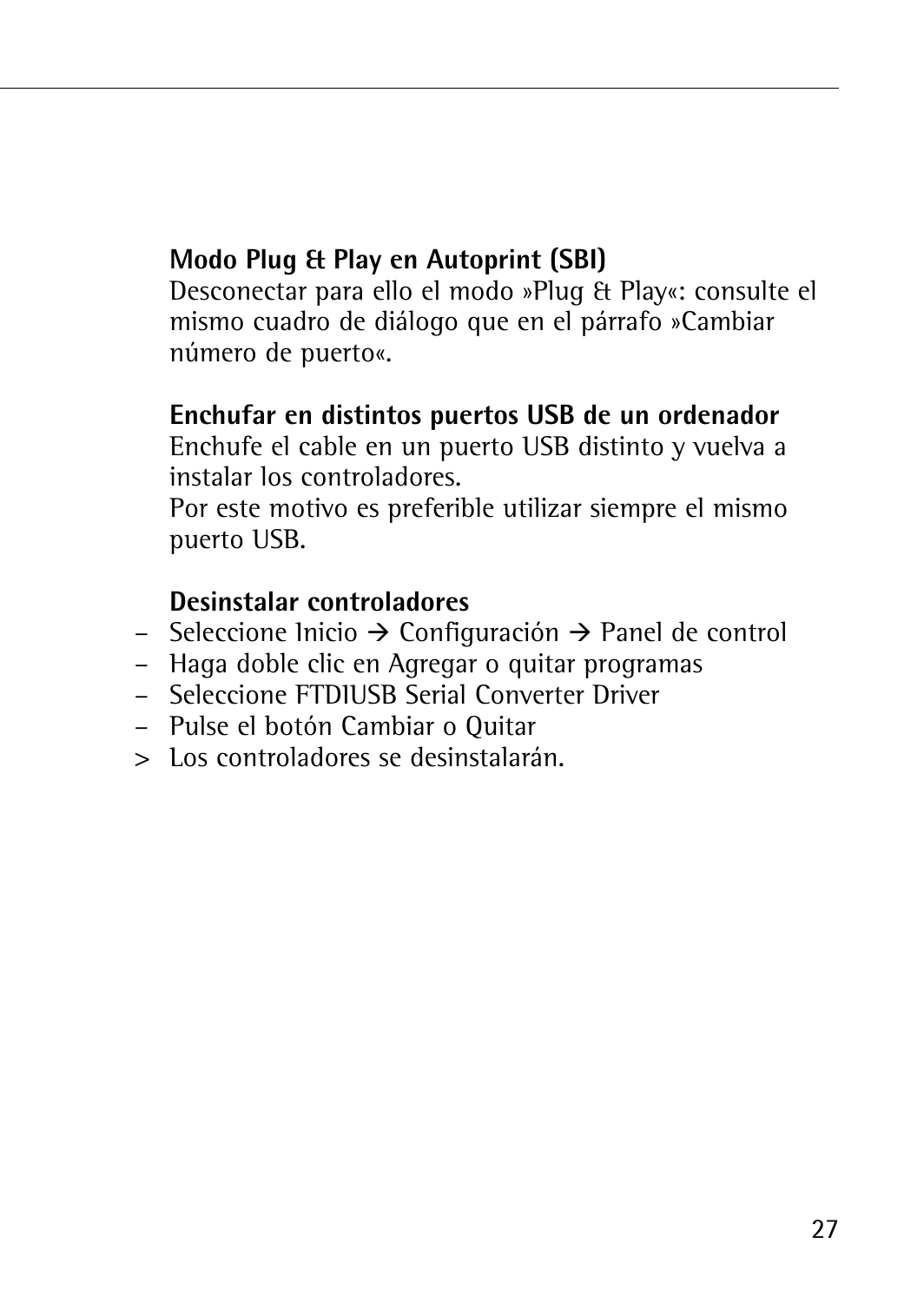**Modo Plug & Play en Autoprint (SBI)**
Desconectar para ello el modo »Plug & Play«: consulte el mismo cuadro de diálogo que en el párrafo »Cambiar número de puerto«.

**Enchufar en distintos puertos USB de un ordenador**
Enchufe el cable en un puerto USB distinto y vuelva a instalar los controladores.
Por este motivo es preferible utilizar siempre el mismo puerto USB.

**Desinstalar controladores**

- Seleccione Inicio → Configuración → Panel de control
- Haga doble clic en Agregar o quitar programas
- Seleccione FTDIUSB Serial Converter Driver
- Pulse el botón Cambiar o Quitar

\> Los controladores se desinstalarán.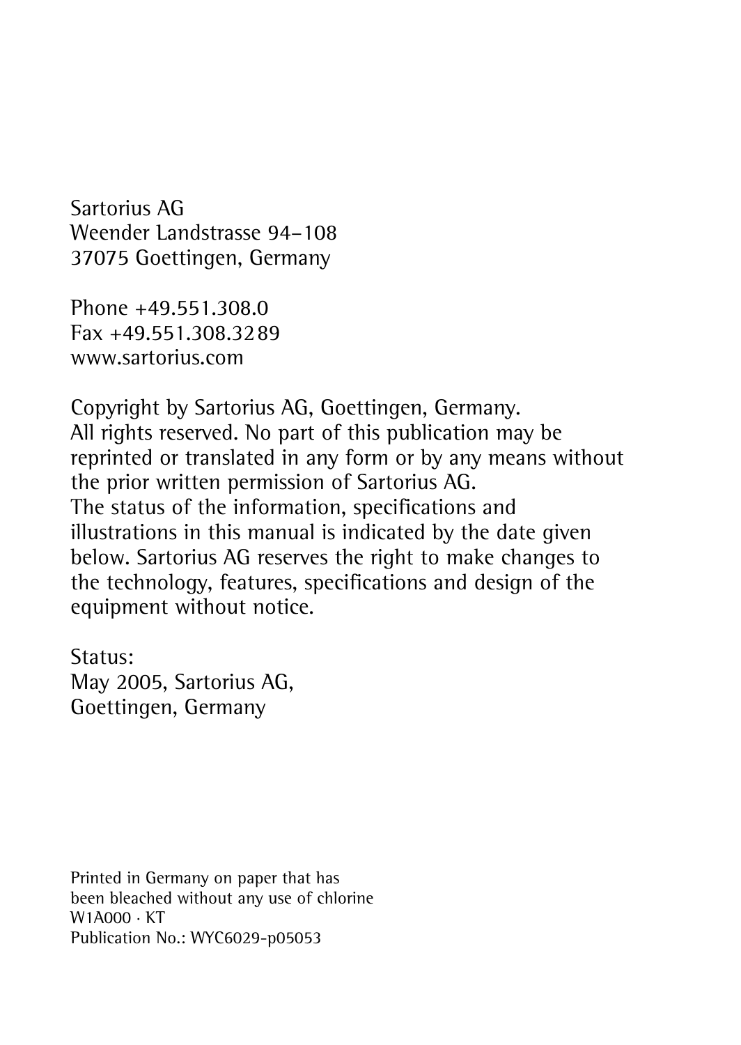Sartorius AG
Weender Landstrasse 94–108
37075 Goettingen, Germany

Phone +49.551.308.0
Fax +49.551.308.3289
www.sartorius.com

Copyright by Sartorius AG, Goettingen, Germany.
All rights reserved. No part of this publication may be reprinted or translated in any form or by any means without the prior written permission of Sartorius AG.
The status of the information, specifications and illustrations in this manual is indicated by the date given below. Sartorius AG reserves the right to make changes to the technology, features, specifications and design of the equipment without notice.

Status:
May 2005, Sartorius AG,
Goettingen, Germany

Printed in Germany on paper that has
been bleached without any use of chlorine
W1A000 · KT
Publication No.: WYC6029-p05053